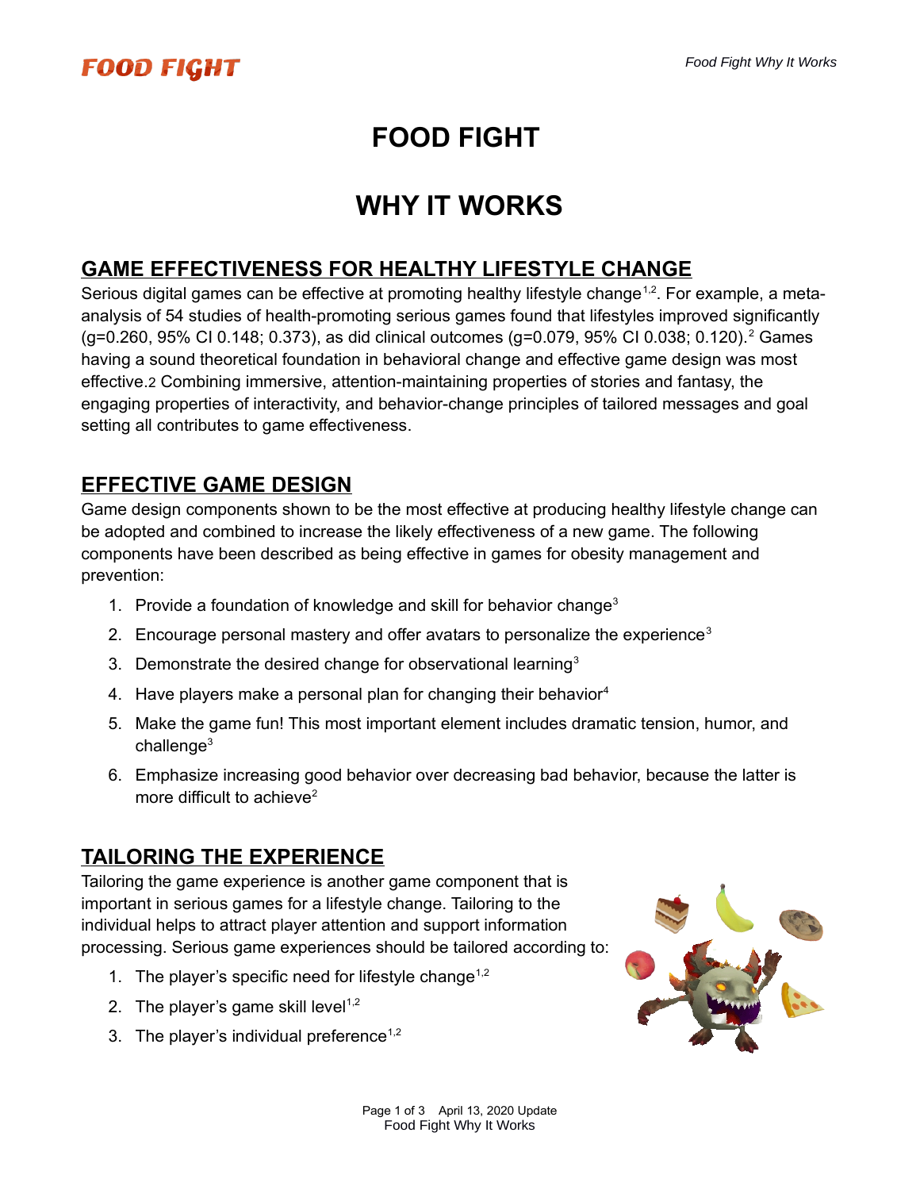# FOOD FIGHT

# WHY IT WORKS

## GAME EFFECTIVENESS FOR HEALTHY LIFESTYLE CHANGE

Serious digital games can be effective at promoting healthy lifestyle change[1,2]. For example, a meta-analysis of 54 studies of health-promoting serious games found that lifestyles improved significantly ($g=0.260$, 95% CI 0.148; 0.373), as did clinical outcomes ($g=0.079$, 95% CI 0.038; 0.120).[2] Games having a sound theoretical foundation in behavioral change and effective game design was most effective.2 Combining immersive, attention-maintaining properties of stories and fantasy, the engaging properties of interactivity, and behavior-change principles of tailored messages and goal setting all contributes to game effectiveness.

## EFFECTIVE GAME DESIGN

Game design components shown to be the most effective at producing healthy lifestyle change can be adopted and combined to increase the likely effectiveness of a new game. The following components have been described as being effective in games for obesity management and prevention:

1. Provide a foundation of knowledge and skill for behavior change[3]
2. Encourage personal mastery and offer avatars to personalize the experience[3]
3. Demonstrate the desired change for observational learning[3]
4. Have players make a personal plan for changing their behavior[4]
5. Make the game fun! This most important element includes dramatic tension, humor, and challenge[3]
6. Emphasize increasing good behavior over decreasing bad behavior, because the latter is more difficult to achieve[2]

## TAILORING THE EXPERIENCE

Tailoring the game experience is another game component that is important in serious games for a lifestyle change. Tailoring to the individual helps to attract player attention and support information processing. Serious game experiences should be tailored according to:

1. The player's specific need for lifestyle change[1,2]
2. The player's game skill level[1,2]
3. The player's individual preference[1,2]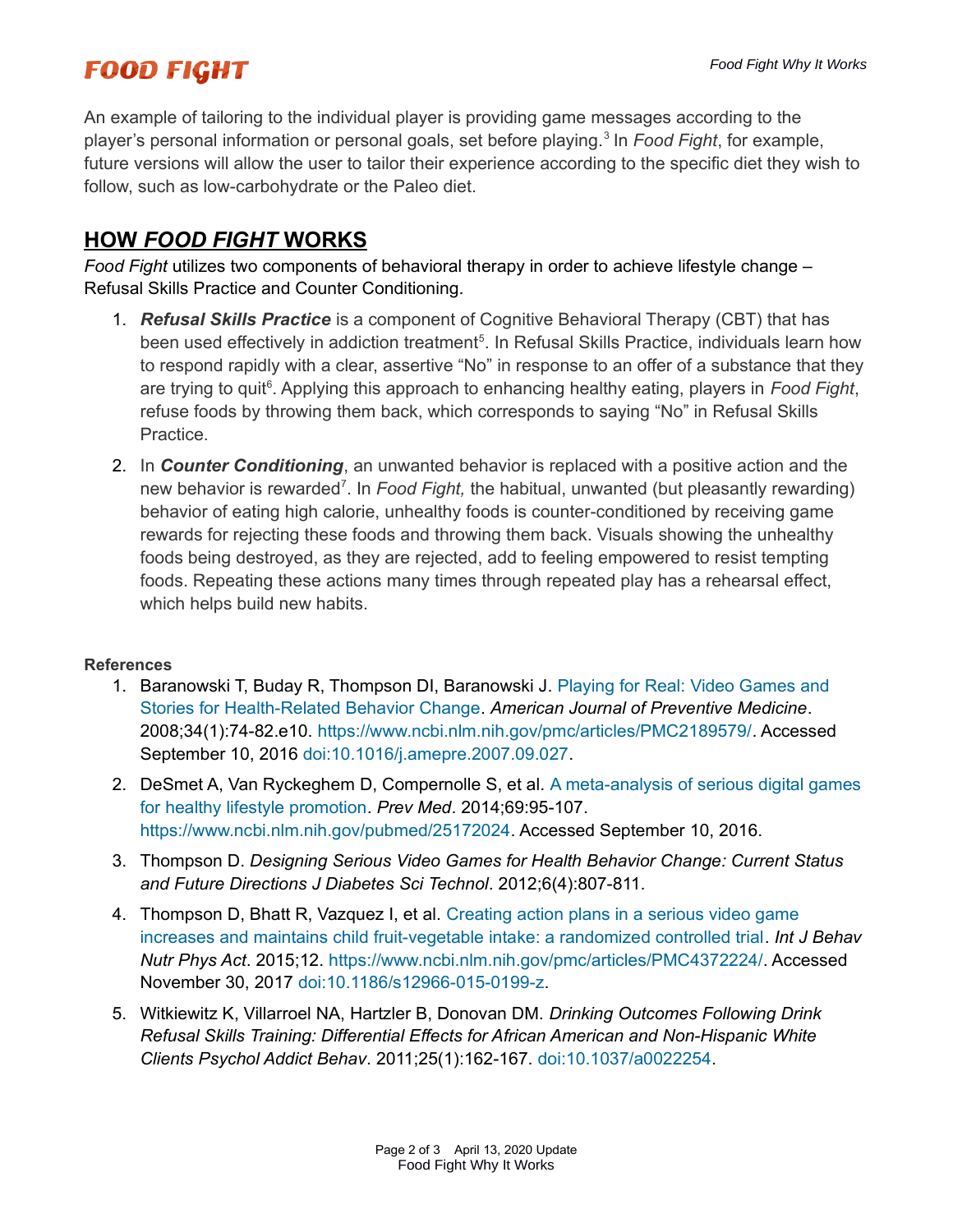An example of tailoring to the individual player is providing game messages according to the player's personal information or personal goals, set before playing.[3] In *Food Fight*, for example, future versions will allow the user to tailor their experience according to the specific diet they wish to follow, such as low-carbohydrate or the Paleo diet.

## HOW *FOOD FIGHT* WORKS

*Food Fight* utilizes two components of behavioral therapy in order to achieve lifestyle change – Refusal Skills Practice and Counter Conditioning.

1. ***Refusal Skills Practice*** is a component of Cognitive Behavioral Therapy (CBT) that has been used effectively in addiction treatment[5]. In Refusal Skills Practice, individuals learn how to respond rapidly with a clear, assertive "No" in response to an offer of a substance that they are trying to quit[6]. Applying this approach to enhancing healthy eating, players in *Food Fight*, refuse foods by throwing them back, which corresponds to saying "No" in Refusal Skills Practice.
2. In ***Counter Conditioning***, an unwanted behavior is replaced with a positive action and the new behavior is rewarded[7]. In *Food Fight,* the habitual, unwanted (but pleasantly rewarding) behavior of eating high calorie, unhealthy foods is counter-conditioned by receiving game rewards for rejecting these foods and throwing them back. Visuals showing the unhealthy foods being destroyed, as they are rejected, add to feeling empowered to resist tempting foods. Repeating these actions many times through repeated play has a rehearsal effect, which helps build new habits.

**References**

1. Baranowski T, Buday R, Thompson DI, Baranowski J. Playing for Real: Video Games and Stories for Health-Related Behavior Change. *American Journal of Preventive Medicine*. 2008;34(1):74-82.e10. https://www.ncbi.nlm.nih.gov/pmc/articles/PMC2189579/. Accessed September 10, 2016 doi:10.1016/j.amepre.2007.09.027.
2. DeSmet A, Van Ryckeghem D, Compernolle S, et al. A meta-analysis of serious digital games for healthy lifestyle promotion. *Prev Med*. 2014;69:95-107. https://www.ncbi.nlm.nih.gov/pubmed/25172024. Accessed September 10, 2016.
3. Thompson D. *Designing Serious Video Games for Health Behavior Change: Current Status and Future Directions J Diabetes Sci Technol*. 2012;6(4):807-811.
4. Thompson D, Bhatt R, Vazquez I, et al. Creating action plans in a serious video game increases and maintains child fruit-vegetable intake: a randomized controlled trial. *Int J Behav Nutr Phys Act*. 2015;12. https://www.ncbi.nlm.nih.gov/pmc/articles/PMC4372224/. Accessed November 30, 2017 doi:10.1186/s12966-015-0199-z.
5. Witkiewitz K, Villarroel NA, Hartzler B, Donovan DM. *Drinking Outcomes Following Drink Refusal Skills Training: Differential Effects for African American and Non-Hispanic White Clients Psychol Addict Behav*. 2011;25(1):162-167. doi:10.1037/a0022254.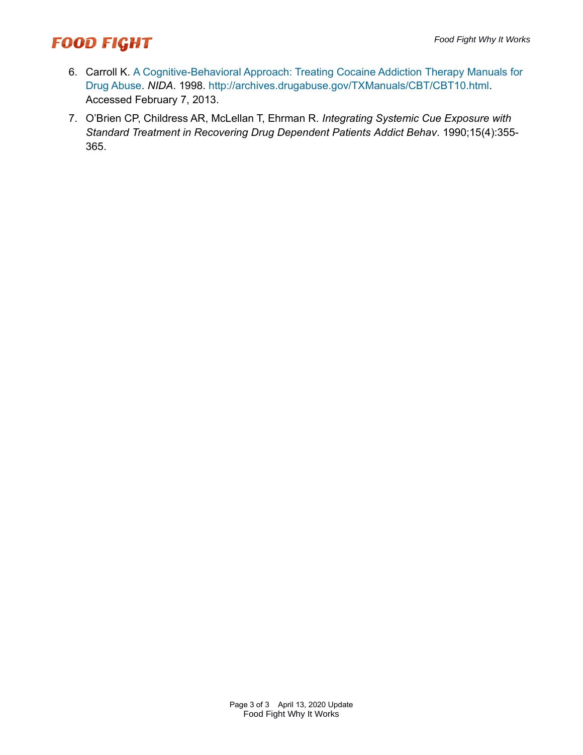6. Carroll K. A Cognitive-Behavioral Approach: Treating Cocaine Addiction Therapy Manuals for Drug Abuse. *NIDA*. 1998. http://archives.drugabuse.gov/TXManuals/CBT/CBT10.html. Accessed February 7, 2013.
7. O'Brien CP, Childress AR, McLellan T, Ehrman R. *Integrating Systemic Cue Exposure with Standard Treatment in Recovering Drug Dependent Patients Addict Behav*. 1990;15(4):355-365.